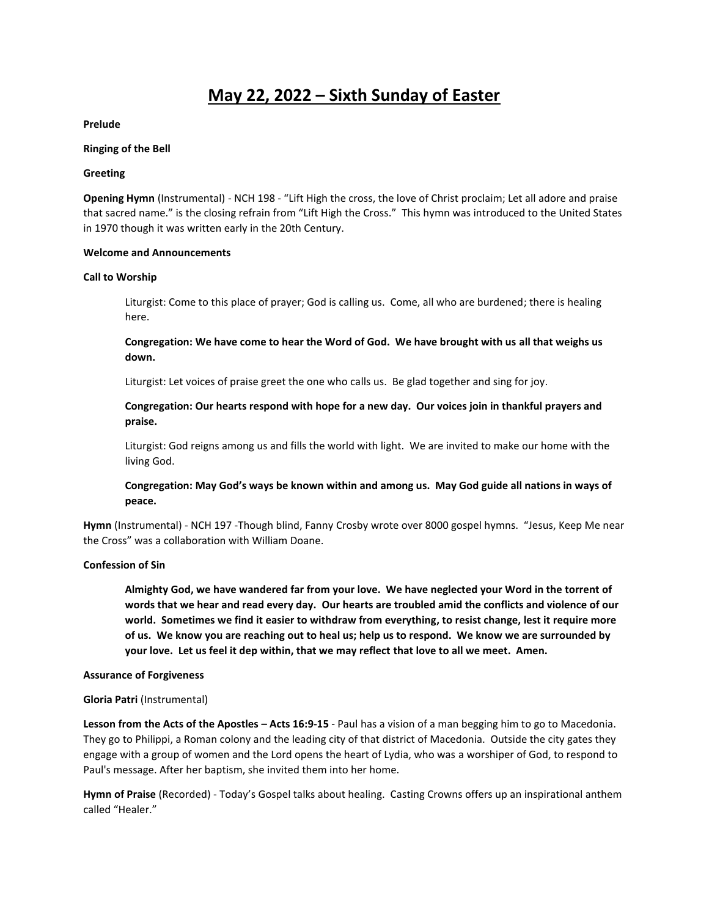# May 22, 2022 – Sixth Sunday of Easter

**Prelude**

**Ringing of the Bell**

**Greeting**

**Opening Hymn** (Instrumental) - NCH 198 - "Lift High the cross, the love of Christ proclaim; Let all adore and praise that sacred name." is the closing refrain from "Lift High the Cross." This hymn was introduced to the United States in 1970 though it was written early in the 20th Century.

**Welcome and Announcements**

**Call to Worship**

> Liturgist: Come to this place of prayer; God is calling us. Come, all who are burdened; there is healing here.
>
> **Congregation: We have come to hear the Word of God. We have brought with us all that weighs us down.**
>
> Liturgist: Let voices of praise greet the one who calls us. Be glad together and sing for joy.
>
> **Congregation: Our hearts respond with hope for a new day. Our voices join in thankful prayers and praise.**
>
> Liturgist: God reigns among us and fills the world with light. We are invited to make our home with the living God.
>
> **Congregation: May God's ways be known within and among us. May God guide all nations in ways of peace.**

**Hymn** (Instrumental) - NCH 197 -Though blind, Fanny Crosby wrote over 8000 gospel hymns. "Jesus, Keep Me near the Cross" was a collaboration with William Doane.

**Confession of Sin**

> **Almighty God, we have wandered far from your love. We have neglected your Word in the torrent of words that we hear and read every day. Our hearts are troubled amid the conflicts and violence of our world. Sometimes we find it easier to withdraw from everything, to resist change, lest it require more of us. We know you are reaching out to heal us; help us to respond. We know we are surrounded by your love. Let us feel it dep within, that we may reflect that love to all we meet. Amen.**

**Assurance of Forgiveness**

**Gloria Patri** (Instrumental)

**Lesson from the Acts of the Apostles – Acts 16:9-15** - Paul has a vision of a man begging him to go to Macedonia. They go to Philippi, a Roman colony and the leading city of that district of Macedonia. Outside the city gates they engage with a group of women and the Lord opens the heart of Lydia, who was a worshiper of God, to respond to Paul's message. After her baptism, she invited them into her home.

**Hymn of Praise** (Recorded) - Today's Gospel talks about healing. Casting Crowns offers up an inspirational anthem called "Healer."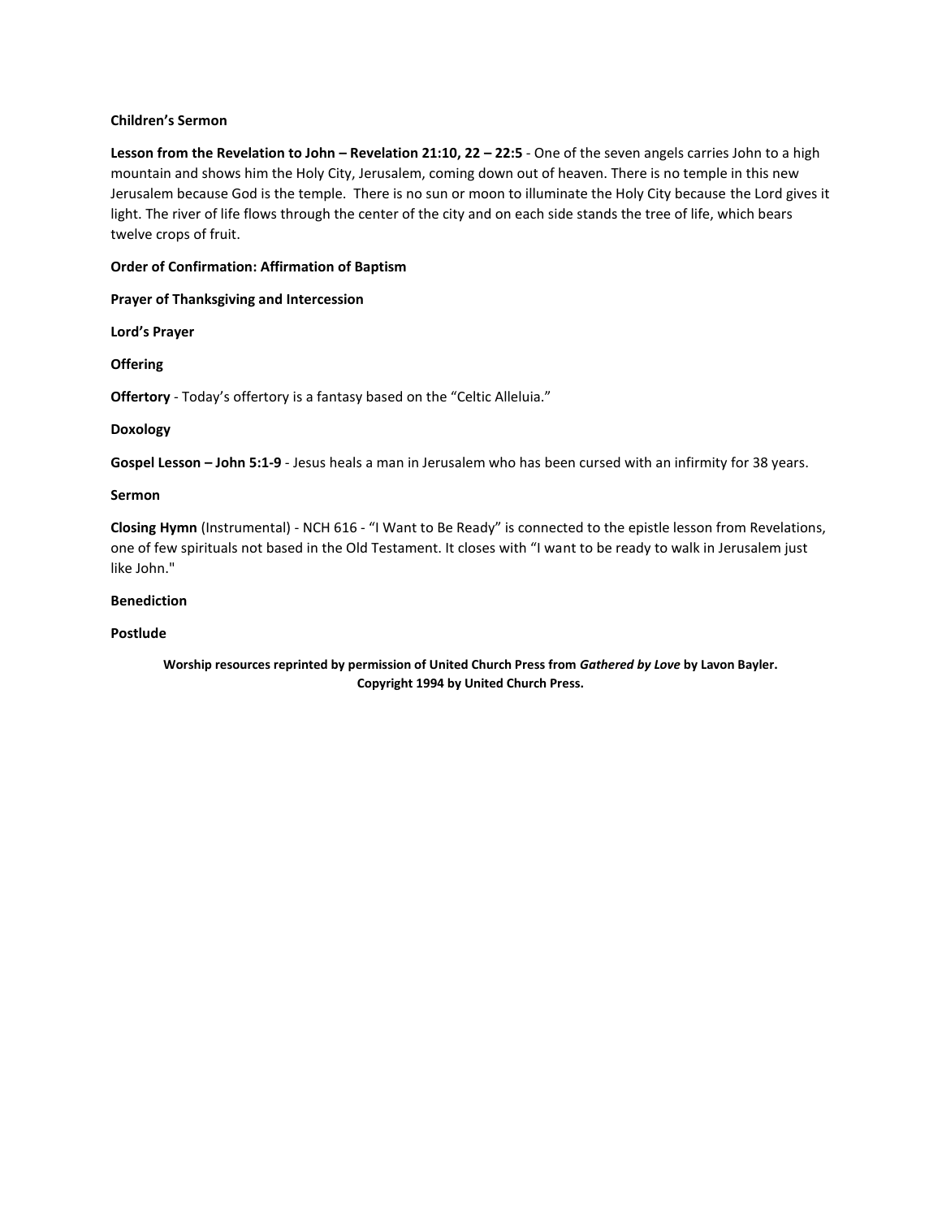**Children's Sermon**

**Lesson from the Revelation to John – Revelation 21:10, 22 – 22:5** - One of the seven angels carries John to a high mountain and shows him the Holy City, Jerusalem, coming down out of heaven. There is no temple in this new Jerusalem because God is the temple. There is no sun or moon to illuminate the Holy City because the Lord gives it light. The river of life flows through the center of the city and on each side stands the tree of life, which bears twelve crops of fruit.

**Order of Confirmation: Affirmation of Baptism**

**Prayer of Thanksgiving and Intercession**

**Lord's Prayer**

**Offering**

**Offertory** - Today's offertory is a fantasy based on the "Celtic Alleluia."

**Doxology**

**Gospel Lesson – John 5:1-9** - Jesus heals a man in Jerusalem who has been cursed with an infirmity for 38 years.

**Sermon**

**Closing Hymn** (Instrumental) - NCH 616 - "I Want to Be Ready" is connected to the epistle lesson from Revelations, one of few spirituals not based in the Old Testament. It closes with "I want to be ready to walk in Jerusalem just like John."

**Benediction**

**Postlude**

**Worship resources reprinted by permission of United Church Press from *Gathered by Love* by Lavon Bayler. Copyright 1994 by United Church Press.**